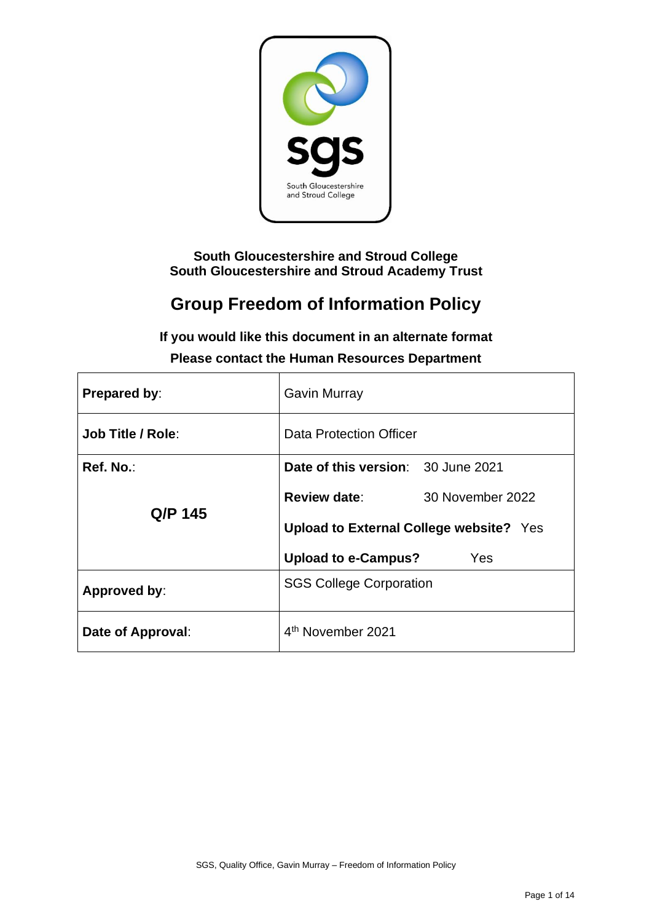**South Gloucestershire and Stroud College**
**South Gloucestershire and Stroud Academy Trust**

# Group Freedom of Information Policy

**If you would like this document in an alternate format**

**Please contact the Human Resources Department**

| **Prepared by**: | Gavin Murray |
|---|---|
| **Job Title / Role**: | Data Protection Officer |
| **Ref. No.**: **Q/P 145** | **Date of this version**: 30 June 2021<br>**Review date**: 30 November 2022<br>**Upload to External College website?** Yes<br>**Upload to e-Campus?** Yes |
| **Approved by**: | SGS College Corporation |
| **Date of Approval**: | 4th November 2021 |

SGS, Quality Office, Gavin Murray – Freedom of Information Policy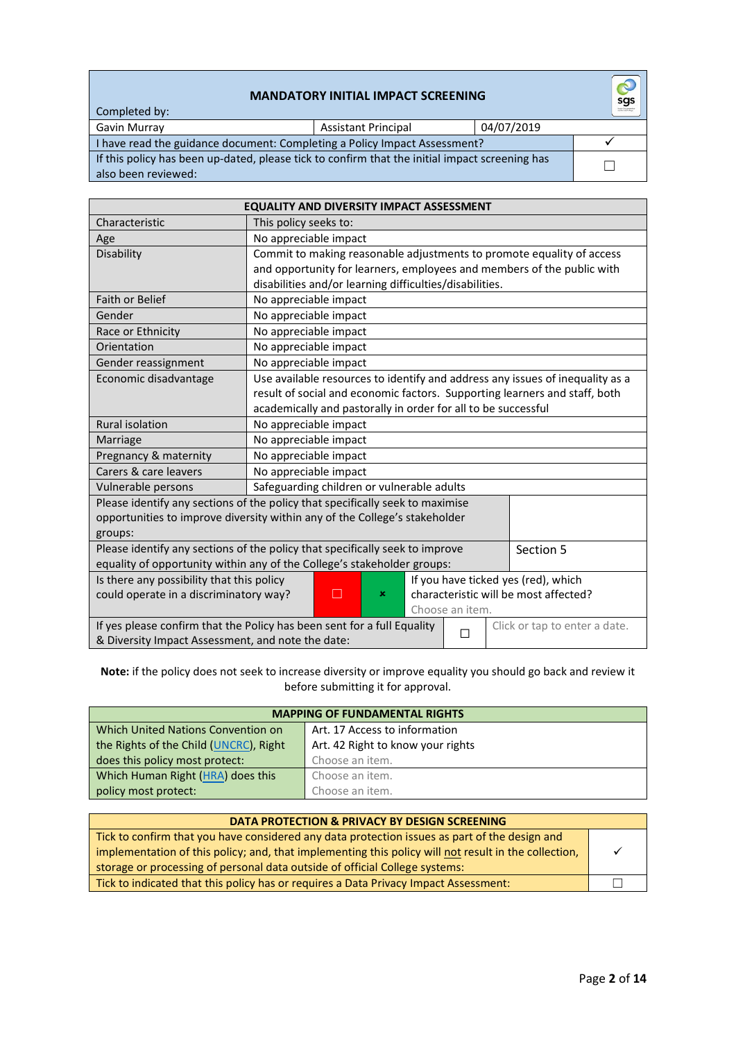| MANDATORY INITIAL IMPACT SCREENING | | | |
|---|---|---|---|
| Completed by: | | | |
| Gavin Murray | Assistant Principal | 04/07/2019 | |
| I have read the guidance document: Completing a Policy Impact Assessment? | | | ✓ |
| If this policy has been up-dated, please tick to confirm that the initial impact screening has also been reviewed: | | | ☐ |

| EQUALITY AND DIVERSITY IMPACT ASSESSMENT | | | | |
|---|---|---|---|---|
| Characteristic | This policy seeks to: | | | |
| Age | No appreciable impact | | | |
| Disability | Commit to making reasonable adjustments to promote equality of access and opportunity for learners, employees and members of the public with disabilities and/or learning difficulties/disabilities. | | | |
| Faith or Belief | No appreciable impact | | | |
| Gender | No appreciable impact | | | |
| Race or Ethnicity | No appreciable impact | | | |
| Orientation | No appreciable impact | | | |
| Gender reassignment | No appreciable impact | | | |
| Economic disadvantage | Use available resources to identify and address any issues of inequality as a result of social and economic factors. Supporting learners and staff, both academically and pastorally in order for all to be successful | | | |
| Rural isolation | No appreciable impact | | | |
| Marriage | No appreciable impact | | | |
| Pregnancy & maternity | No appreciable impact | | | |
| Carers & care leavers | No appreciable impact | | | |
| Vulnerable persons | Safeguarding children or vulnerable adults | | | |
| Please identify any sections of the policy that specifically seek to maximise opportunities to improve diversity within any of the College's stakeholder groups: | | | | |
| Please identify any sections of the policy that specifically seek to improve equality of opportunity within any of the College's stakeholder groups: | | | | Section 5 |
| Is there any possibility that this policy could operate in a discriminatory way? | ☐ | ✗ | If you have ticked yes (red), which characteristic will be most affected? Choose an item. | |
| If yes please confirm that the Policy has been sent for a full Equality & Diversity Impact Assessment, and note the date: | | ☐ | Click or tap to enter a date. | |

**Note:** if the policy does not seek to increase diversity or improve equality you should go back and review it before submitting it for approval.

| MAPPING OF FUNDAMENTAL RIGHTS | |
|---|---|
| Which United Nations Convention on the Rights of the Child (UNCRC), Right does this policy most protect: | Art. 17 Access to information<br>Art. 42 Right to know your rights<br>Choose an item. |
| Which Human Right (HRA) does this policy most protect: | Choose an item.<br>Choose an item. |

| DATA PROTECTION & PRIVACY BY DESIGN SCREENING | |
|---|---|
| Tick to confirm that you have considered any data protection issues as part of the design and implementation of this policy; and, that implementing this policy will not result in the collection, storage or processing of personal data outside of official College systems: | ✓ |
| Tick to indicated that this policy has or requires a Data Privacy Impact Assessment: | ☐ |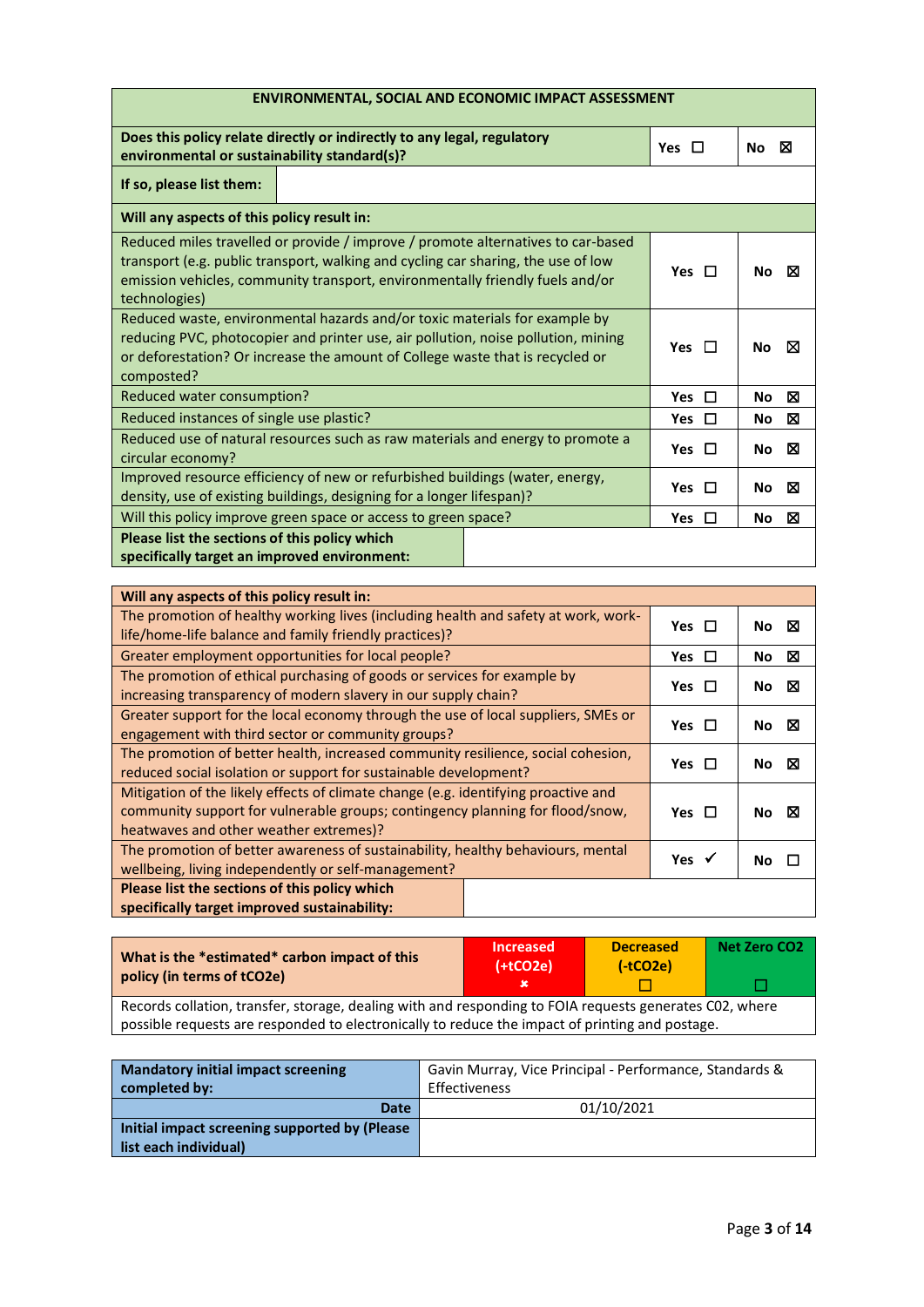| ENVIRONMENTAL, SOCIAL AND ECONOMIC IMPACT ASSESSMENT | | |
|---|---|---|
| **Does this policy relate directly or indirectly to any legal, regulatory environmental or sustainability standard(s)?** | **Yes** ☐ | **No** ☒ |
| **If so, please list them:** | | |
| **Will any aspects of this policy result in:** | | |
| Reduced miles travelled or provide / improve / promote alternatives to car-based transport (e.g. public transport, walking and cycling car sharing, the use of low emission vehicles, community transport, environmentally friendly fuels and/or technologies) | **Yes** ☐ | **No** ☒ |
| Reduced waste, environmental hazards and/or toxic materials for example by reducing PVC, photocopier and printer use, air pollution, noise pollution, mining or deforestation? Or increase the amount of College waste that is recycled or composted? | **Yes** ☐ | **No** ☒ |
| Reduced water consumption? | **Yes** ☐ | **No** ☒ |
| Reduced instances of single use plastic? | **Yes** ☐ | **No** ☒ |
| Reduced use of natural resources such as raw materials and energy to promote a circular economy? | **Yes** ☐ | **No** ☒ |
| Improved resource efficiency of new or refurbished buildings (water, energy, density, use of existing buildings, designing for a longer lifespan)? | **Yes** ☐ | **No** ☒ |
| Will this policy improve green space or access to green space? | **Yes** ☐ | **No** ☒ |
| **Please list the sections of this policy which specifically target an improved environment:** | | |

| Will any aspects of this policy result in: | | |
|---|---|---|
| The promotion of healthy working lives (including health and safety at work, work-life/home-life balance and family friendly practices)? | **Yes** ☐ | **No** ☒ |
| Greater employment opportunities for local people? | **Yes** ☐ | **No** ☒ |
| The promotion of ethical purchasing of goods or services for example by increasing transparency of modern slavery in our supply chain? | **Yes** ☐ | **No** ☒ |
| Greater support for the local economy through the use of local suppliers, SMEs or engagement with third sector or community groups? | **Yes** ☐ | **No** ☒ |
| The promotion of better health, increased community resilience, social cohesion, reduced social isolation or support for sustainable development? | **Yes** ☐ | **No** ☒ |
| Mitigation of the likely effects of climate change (e.g. identifying proactive and community support for vulnerable groups; contingency planning for flood/snow, heatwaves and other weather extremes)? | **Yes** ☐ | **No** ☒ |
| The promotion of better awareness of sustainability, healthy behaviours, mental wellbeing, living independently or self-management? | **Yes** ✓ | **No** ☐ |
| **Please list the sections of this policy which specifically target improved sustainability:** | | |

| What is the *estimated* carbon impact of this policy (in terms of tCO2e) | Increased (+tCO2e) ✘ | Decreased (-tCO2e) ☐ | Net Zero CO2 ☐ |
|---|---|---|---|
| Records collation, transfer, storage, dealing with and responding to FOIA requests generates C02, where possible requests are responded to electronically to reduce the impact of printing and postage. | | | |

| **Mandatory initial impact screening completed by:** | Gavin Murray, Vice Principal - Performance, Standards & Effectiveness |
|---|---|
| **Date** | 01/10/2021 |
| **Initial impact screening supported by (Please list each individual)** | |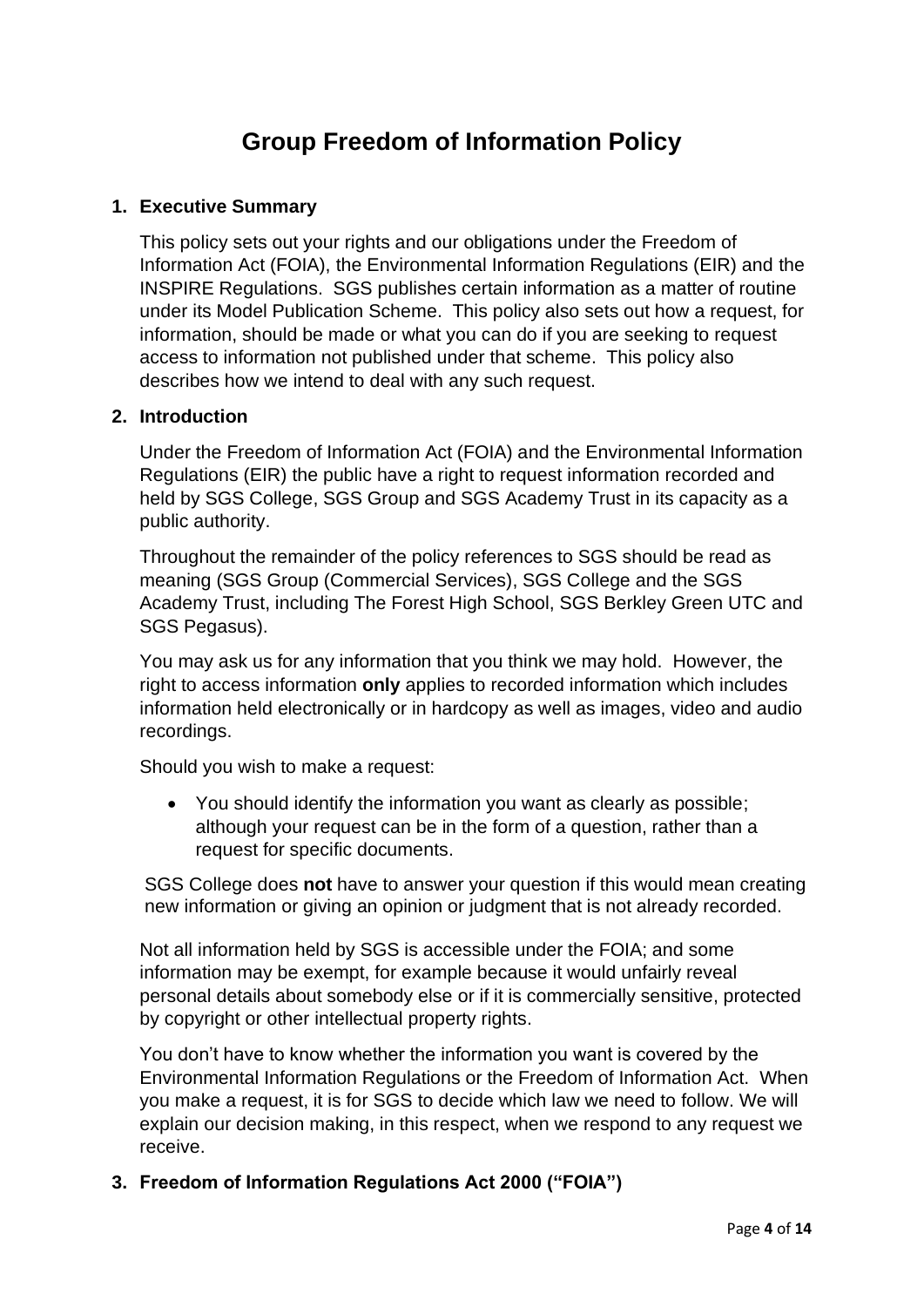# Group Freedom of Information Policy

## 1. Executive Summary

This policy sets out your rights and our obligations under the Freedom of Information Act (FOIA), the Environmental Information Regulations (EIR) and the INSPIRE Regulations. SGS publishes certain information as a matter of routine under its Model Publication Scheme. This policy also sets out how a request, for information, should be made or what you can do if you are seeking to request access to information not published under that scheme. This policy also describes how we intend to deal with any such request.

## 2. Introduction

Under the Freedom of Information Act (FOIA) and the Environmental Information Regulations (EIR) the public have a right to request information recorded and held by SGS College, SGS Group and SGS Academy Trust in its capacity as a public authority.

Throughout the remainder of the policy references to SGS should be read as meaning (SGS Group (Commercial Services), SGS College and the SGS Academy Trust, including The Forest High School, SGS Berkley Green UTC and SGS Pegasus).

You may ask us for any information that you think we may hold. However, the right to access information **only** applies to recorded information which includes information held electronically or in hardcopy as well as images, video and audio recordings.

Should you wish to make a request:

- You should identify the information you want as clearly as possible; although your request can be in the form of a question, rather than a request for specific documents.

SGS College does **not** have to answer your question if this would mean creating new information or giving an opinion or judgment that is not already recorded.

Not all information held by SGS is accessible under the FOIA; and some information may be exempt, for example because it would unfairly reveal personal details about somebody else or if it is commercially sensitive, protected by copyright or other intellectual property rights.

You don't have to know whether the information you want is covered by the Environmental Information Regulations or the Freedom of Information Act. When you make a request, it is for SGS to decide which law we need to follow. We will explain our decision making, in this respect, when we respond to any request we receive.

## 3. Freedom of Information Regulations Act 2000 ("FOIA")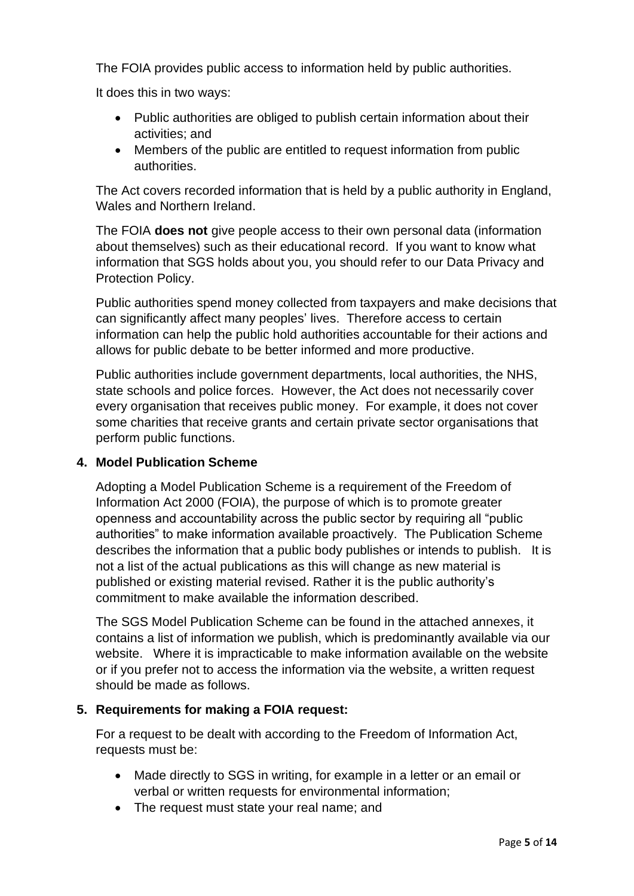The FOIA provides public access to information held by public authorities.

It does this in two ways:

- Public authorities are obliged to publish certain information about their activities; and
- Members of the public are entitled to request information from public authorities.

The Act covers recorded information that is held by a public authority in England, Wales and Northern Ireland.

The FOIA **does not** give people access to their own personal data (information about themselves) such as their educational record. If you want to know what information that SGS holds about you, you should refer to our Data Privacy and Protection Policy.

Public authorities spend money collected from taxpayers and make decisions that can significantly affect many peoples' lives. Therefore access to certain information can help the public hold authorities accountable for their actions and allows for public debate to be better informed and more productive.

Public authorities include government departments, local authorities, the NHS, state schools and police forces. However, the Act does not necessarily cover every organisation that receives public money. For example, it does not cover some charities that receive grants and certain private sector organisations that perform public functions.

## 4. Model Publication Scheme

Adopting a Model Publication Scheme is a requirement of the Freedom of Information Act 2000 (FOIA), the purpose of which is to promote greater openness and accountability across the public sector by requiring all "public authorities" to make information available proactively. The Publication Scheme describes the information that a public body publishes or intends to publish. It is not a list of the actual publications as this will change as new material is published or existing material revised. Rather it is the public authority's commitment to make available the information described.

The SGS Model Publication Scheme can be found in the attached annexes, it contains a list of information we publish, which is predominantly available via our website. Where it is impracticable to make information available on the website or if you prefer not to access the information via the website, a written request should be made as follows.

## 5. Requirements for making a FOIA request:

For a request to be dealt with according to the Freedom of Information Act, requests must be:

- Made directly to SGS in writing, for example in a letter or an email or verbal or written requests for environmental information;
- The request must state your real name; and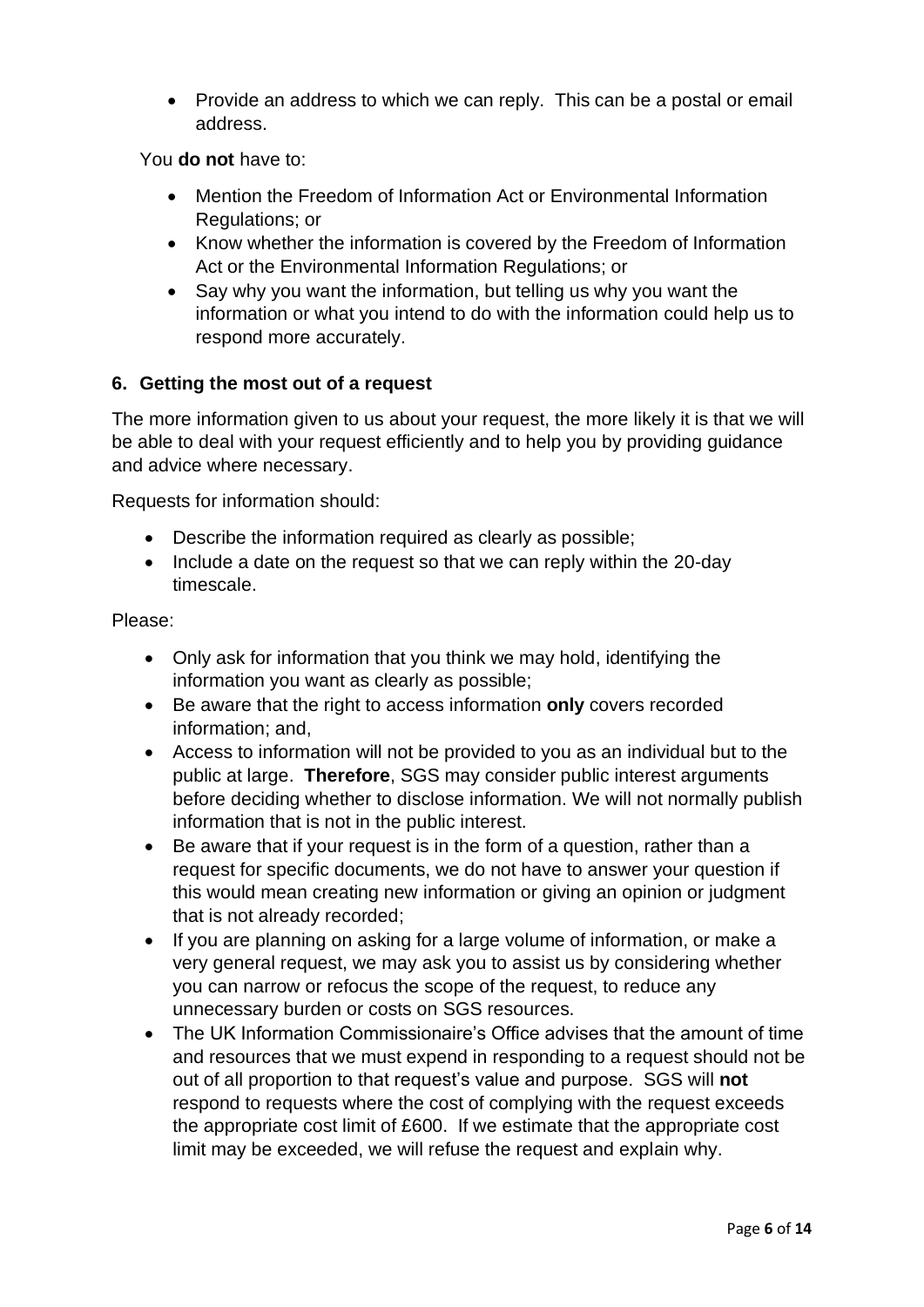- Provide an address to which we can reply. This can be a postal or email address.

You **do not** have to:

- Mention the Freedom of Information Act or Environmental Information Regulations; or
- Know whether the information is covered by the Freedom of Information Act or the Environmental Information Regulations; or
- Say why you want the information, but telling us why you want the information or what you intend to do with the information could help us to respond more accurately.

## 6. Getting the most out of a request

The more information given to us about your request, the more likely it is that we will be able to deal with your request efficiently and to help you by providing guidance and advice where necessary.

Requests for information should:

- Describe the information required as clearly as possible;
- Include a date on the request so that we can reply within the 20-day timescale.

Please:

- Only ask for information that you think we may hold, identifying the information you want as clearly as possible;
- Be aware that the right to access information **only** covers recorded information; and,
- Access to information will not be provided to you as an individual but to the public at large. **Therefore**, SGS may consider public interest arguments before deciding whether to disclose information. We will not normally publish information that is not in the public interest.
- Be aware that if your request is in the form of a question, rather than a request for specific documents, we do not have to answer your question if this would mean creating new information or giving an opinion or judgment that is not already recorded;
- If you are planning on asking for a large volume of information, or make a very general request, we may ask you to assist us by considering whether you can narrow or refocus the scope of the request, to reduce any unnecessary burden or costs on SGS resources.
- The UK Information Commissionaire's Office advises that the amount of time and resources that we must expend in responding to a request should not be out of all proportion to that request's value and purpose. SGS will **not** respond to requests where the cost of complying with the request exceeds the appropriate cost limit of £600. If we estimate that the appropriate cost limit may be exceeded, we will refuse the request and explain why.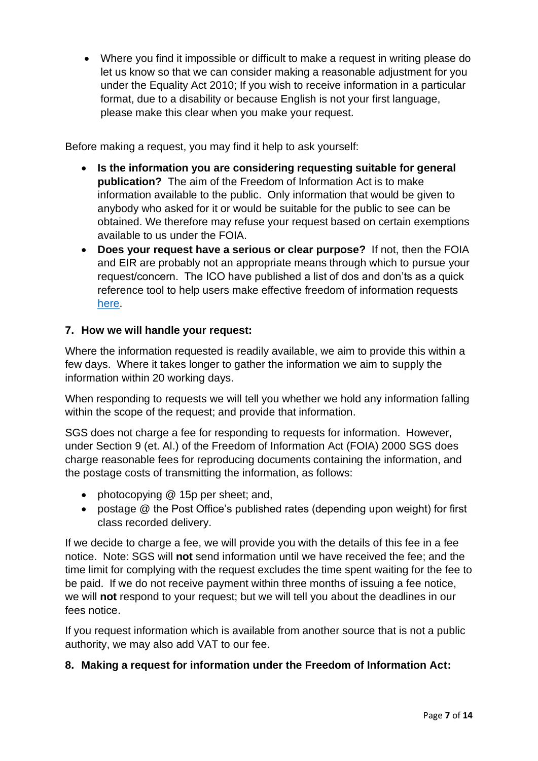- Where you find it impossible or difficult to make a request in writing please do let us know so that we can consider making a reasonable adjustment for you under the Equality Act 2010; If you wish to receive information in a particular format, due to a disability or because English is not your first language, please make this clear when you make your request.

Before making a request, you may find it help to ask yourself:

- **Is the information you are considering requesting suitable for general publication?** The aim of the Freedom of Information Act is to make information available to the public. Only information that would be given to anybody who asked for it or would be suitable for the public to see can be obtained. We therefore may refuse your request based on certain exemptions available to us under the FOIA.
- **Does your request have a serious or clear purpose?** If not, then the FOIA and EIR are probably not an appropriate means through which to pursue your request/concern. The ICO have published a list of dos and don'ts as a quick reference tool to help users make effective freedom of information requests here.

## 7. How we will handle your request:

Where the information requested is readily available, we aim to provide this within a few days. Where it takes longer to gather the information we aim to supply the information within 20 working days.

When responding to requests we will tell you whether we hold any information falling within the scope of the request; and provide that information.

SGS does not charge a fee for responding to requests for information. However, under Section 9 (et. Al.) of the Freedom of Information Act (FOIA) 2000 SGS does charge reasonable fees for reproducing documents containing the information, and the postage costs of transmitting the information, as follows:

- photocopying @ 15p per sheet; and,
- postage @ the Post Office's published rates (depending upon weight) for first class recorded delivery.

If we decide to charge a fee, we will provide you with the details of this fee in a fee notice. Note: SGS will **not** send information until we have received the fee; and the time limit for complying with the request excludes the time spent waiting for the fee to be paid. If we do not receive payment within three months of issuing a fee notice, we will **not** respond to your request; but we will tell you about the deadlines in our fees notice.

If you request information which is available from another source that is not a public authority, we may also add VAT to our fee.

## 8. Making a request for information under the Freedom of Information Act: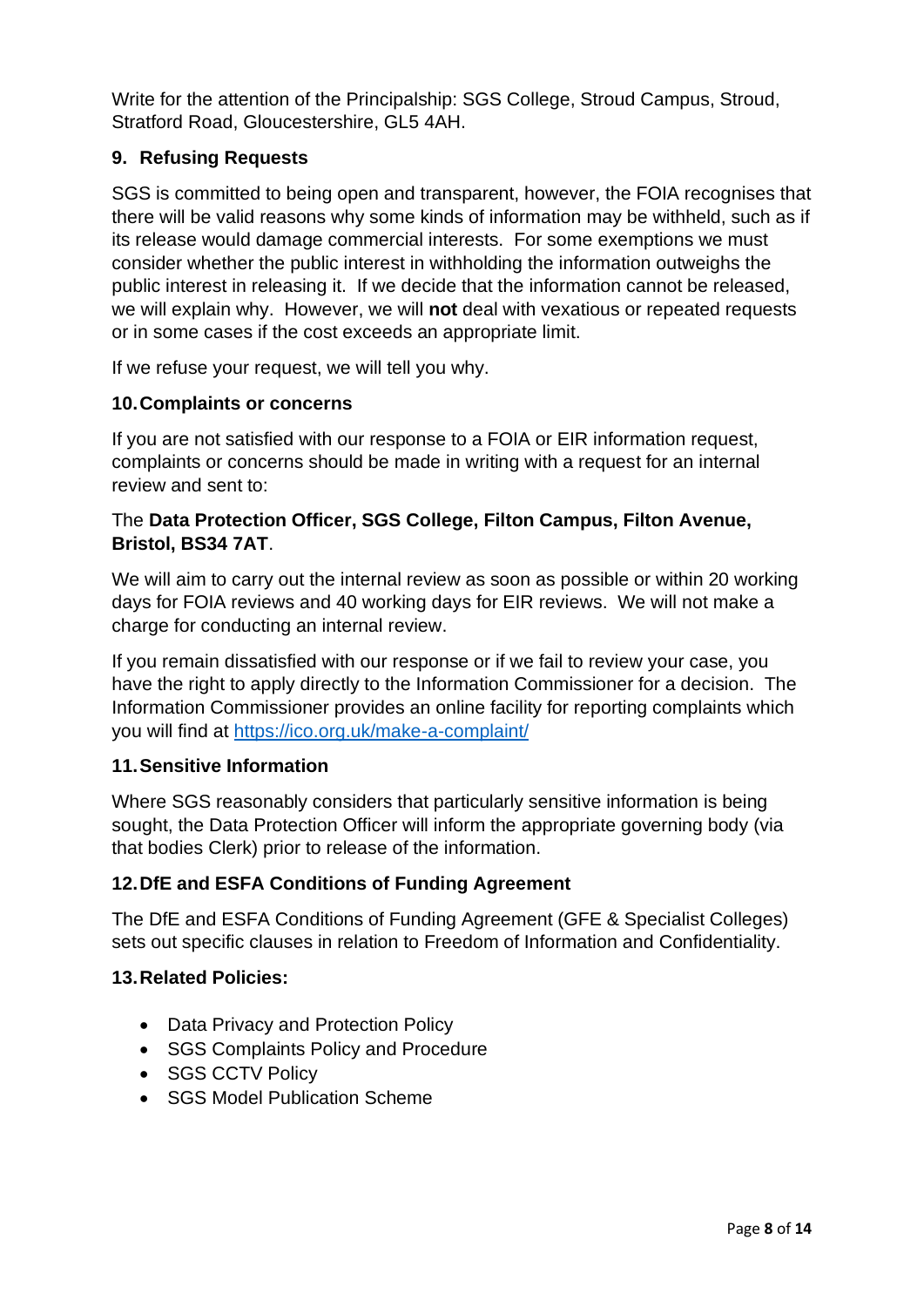Write for the attention of the Principalship: SGS College, Stroud Campus, Stroud, Stratford Road, Gloucestershire, GL5 4AH.

## 9. Refusing Requests

SGS is committed to being open and transparent, however, the FOIA recognises that there will be valid reasons why some kinds of information may be withheld, such as if its release would damage commercial interests. For some exemptions we must consider whether the public interest in withholding the information outweighs the public interest in releasing it. If we decide that the information cannot be released, we will explain why. However, we will **not** deal with vexatious or repeated requests or in some cases if the cost exceeds an appropriate limit.

If we refuse your request, we will tell you why.

## 10. Complaints or concerns

If you are not satisfied with our response to a FOIA or EIR information request, complaints or concerns should be made in writing with a request for an internal review and sent to:

The **Data Protection Officer, SGS College, Filton Campus, Filton Avenue, Bristol, BS34 7AT**.

We will aim to carry out the internal review as soon as possible or within 20 working days for FOIA reviews and 40 working days for EIR reviews. We will not make a charge for conducting an internal review.

If you remain dissatisfied with our response or if we fail to review your case, you have the right to apply directly to the Information Commissioner for a decision. The Information Commissioner provides an online facility for reporting complaints which you will find at [https://ico.org.uk/make-a-complaint/](https://ico.org.uk/make-a-complaint/)

## 11. Sensitive Information

Where SGS reasonably considers that particularly sensitive information is being sought, the Data Protection Officer will inform the appropriate governing body (via that bodies Clerk) prior to release of the information.

## 12. DfE and ESFA Conditions of Funding Agreement

The DfE and ESFA Conditions of Funding Agreement (GFE & Specialist Colleges) sets out specific clauses in relation to Freedom of Information and Confidentiality.

## 13. Related Policies:

- Data Privacy and Protection Policy
- SGS Complaints Policy and Procedure
- SGS CCTV Policy
- SGS Model Publication Scheme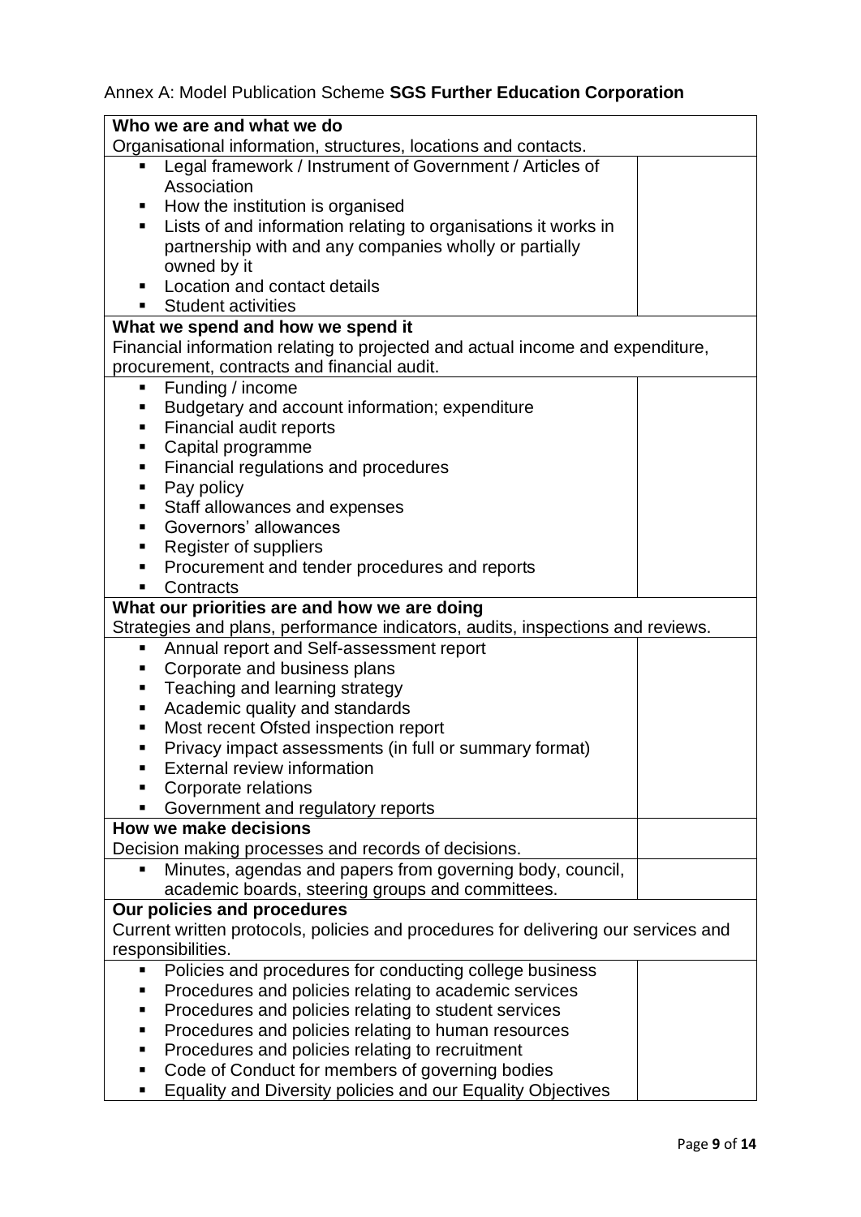Annex A: Model Publication Scheme **SGS Further Education Corporation**

| **Who we are and what we do**<br>Organisational information, structures, locations and contacts. | |
|---|---|
| ▪ Legal framework / Instrument of Government / Articles of Association<br>▪ How the institution is organised<br>▪ Lists of and information relating to organisations it works in partnership with and any companies wholly or partially owned by it<br>▪ Location and contact details<br>▪ Student activities | |
| **What we spend and how we spend it**<br>Financial information relating to projected and actual income and expenditure, procurement, contracts and financial audit. | |
| ▪ Funding / income<br>▪ Budgetary and account information; expenditure<br>▪ Financial audit reports<br>▪ Capital programme<br>▪ Financial regulations and procedures<br>▪ Pay policy<br>▪ Staff allowances and expenses<br>▪ Governors' allowances<br>▪ Register of suppliers<br>▪ Procurement and tender procedures and reports<br>▪ Contracts | |
| **What our priorities are and how we are doing**<br>Strategies and plans, performance indicators, audits, inspections and reviews. | |
| ▪ Annual report and Self-assessment report<br>▪ Corporate and business plans<br>▪ Teaching and learning strategy<br>▪ Academic quality and standards<br>▪ Most recent Ofsted inspection report<br>▪ Privacy impact assessments (in full or summary format)<br>▪ External review information<br>▪ Corporate relations<br>▪ Government and regulatory reports | |
| **How we make decisions**<br>Decision making processes and records of decisions. | |
| ▪ Minutes, agendas and papers from governing body, council, academic boards, steering groups and committees. | |
| **Our policies and procedures**<br>Current written protocols, policies and procedures for delivering our services and responsibilities. | |
| ▪ Policies and procedures for conducting college business<br>▪ Procedures and policies relating to academic services<br>▪ Procedures and policies relating to student services<br>▪ Procedures and policies relating to human resources<br>▪ Procedures and policies relating to recruitment<br>▪ Code of Conduct for members of governing bodies<br>▪ Equality and Diversity policies and our Equality Objectives | |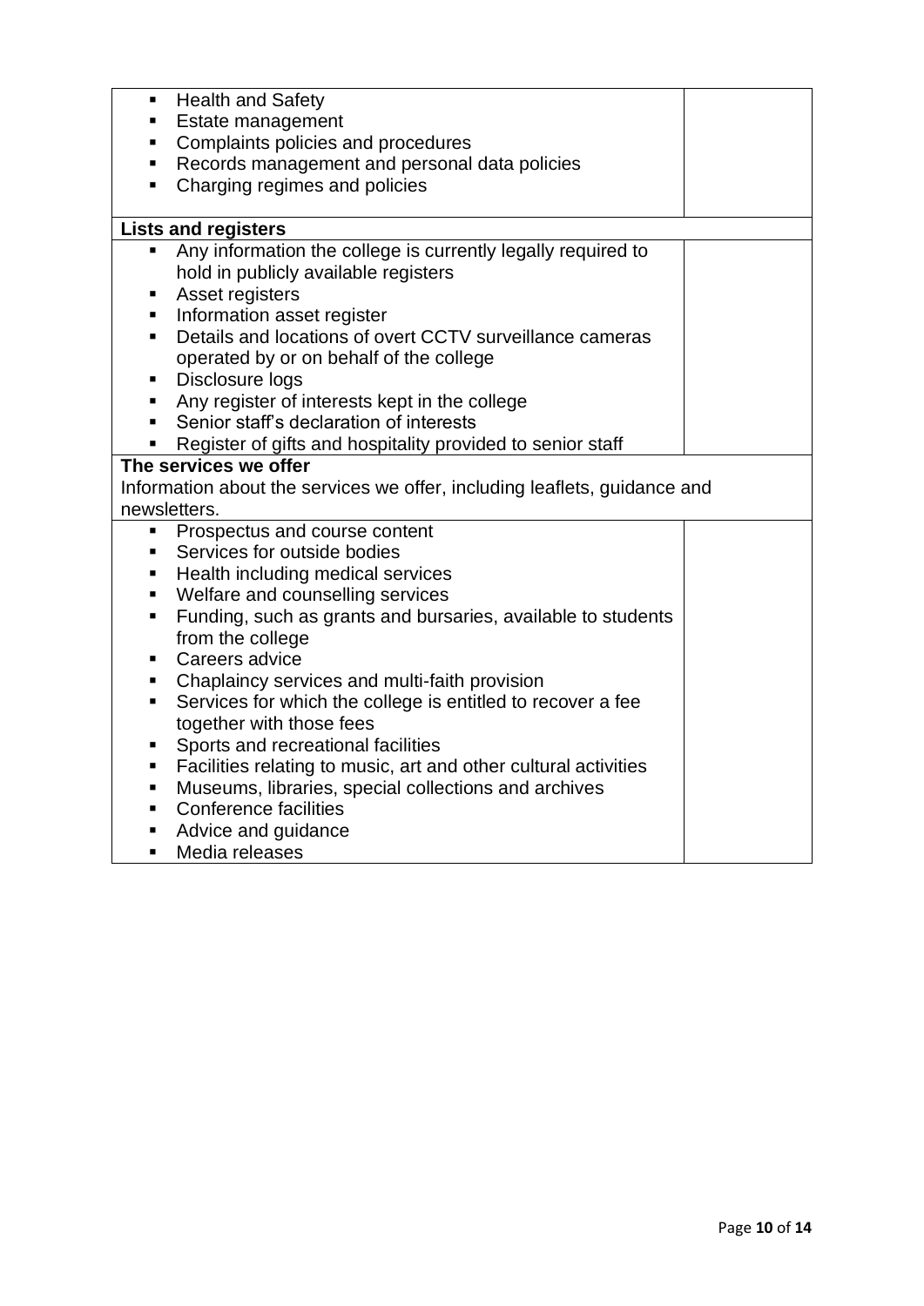| | |
|---|---|
| ▪ Health and Safety<br>▪ Estate management<br>▪ Complaints policies and procedures<br>▪ Records management and personal data policies<br>▪ Charging regimes and policies | |
| **Lists and registers** | |
| ▪ Any information the college is currently legally required to hold in publicly available registers<br>▪ Asset registers<br>▪ Information asset register<br>▪ Details and locations of overt CCTV surveillance cameras operated by or on behalf of the college<br>▪ Disclosure logs<br>▪ Any register of interests kept in the college<br>▪ Senior staff's declaration of interests<br>▪ Register of gifts and hospitality provided to senior staff | |
| **The services we offer**<br>Information about the services we offer, including leaflets, guidance and newsletters. | |
| ▪ Prospectus and course content<br>▪ Services for outside bodies<br>▪ Health including medical services<br>▪ Welfare and counselling services<br>▪ Funding, such as grants and bursaries, available to students from the college<br>▪ Careers advice<br>▪ Chaplaincy services and multi-faith provision<br>▪ Services for which the college is entitled to recover a fee together with those fees<br>▪ Sports and recreational facilities<br>▪ Facilities relating to music, art and other cultural activities<br>▪ Museums, libraries, special collections and archives<br>▪ Conference facilities<br>▪ Advice and guidance<br>▪ Media releases | |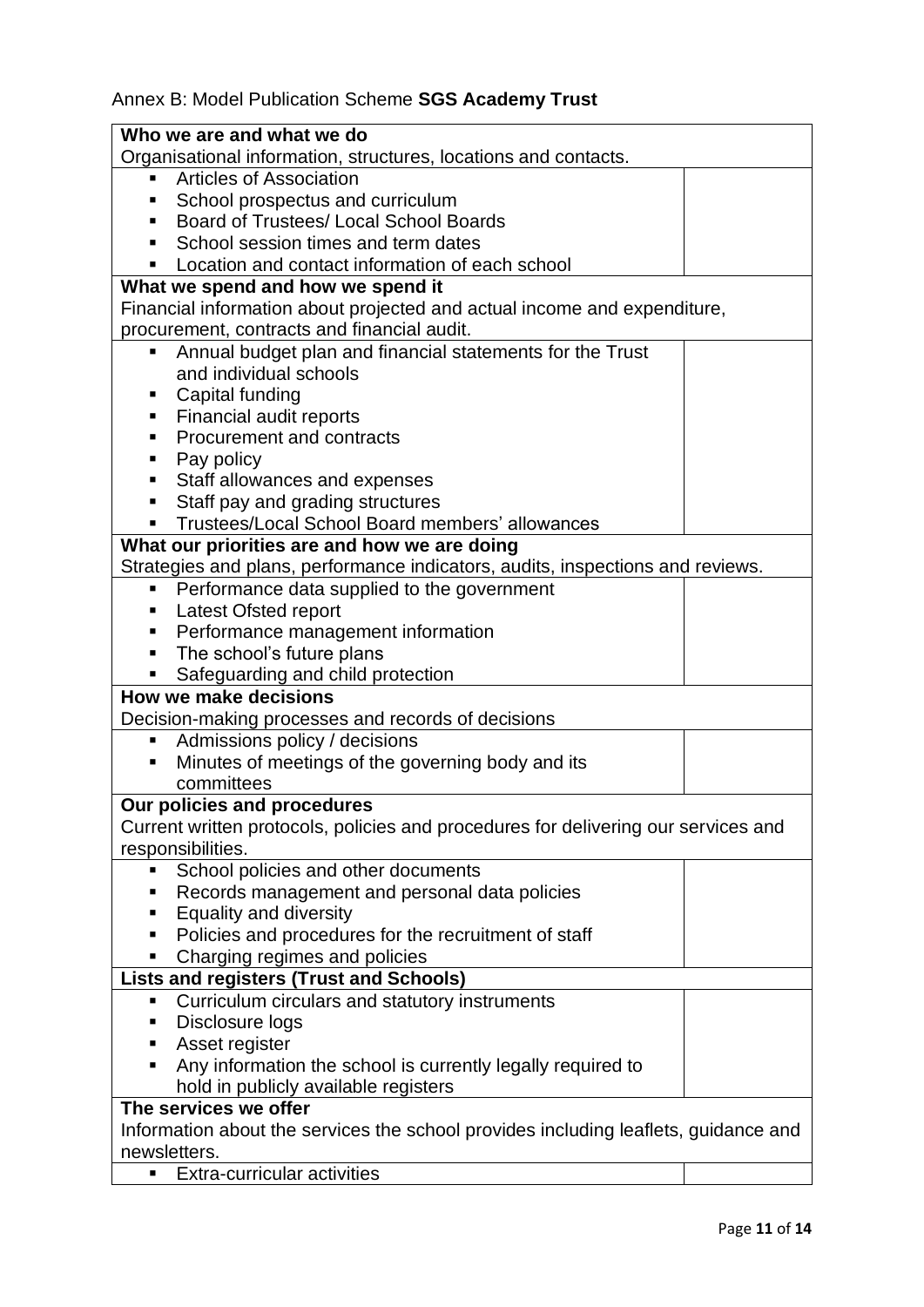Annex B: Model Publication Scheme **SGS Academy Trust**

| **Who we are and what we do**<br>Organisational information, structures, locations and contacts. | |
|---|---|
| ▪ Articles of Association<br>▪ School prospectus and curriculum<br>▪ Board of Trustees/ Local School Boards<br>▪ School session times and term dates<br>▪ Location and contact information of each school | |
| **What we spend and how we spend it**<br>Financial information about projected and actual income and expenditure, procurement, contracts and financial audit. | |
| ▪ Annual budget plan and financial statements for the Trust and individual schools<br>▪ Capital funding<br>▪ Financial audit reports<br>▪ Procurement and contracts<br>▪ Pay policy<br>▪ Staff allowances and expenses<br>▪ Staff pay and grading structures<br>▪ Trustees/Local School Board members' allowances | |
| **What our priorities are and how we are doing**<br>Strategies and plans, performance indicators, audits, inspections and reviews. | |
| ▪ Performance data supplied to the government<br>▪ Latest Ofsted report<br>▪ Performance management information<br>▪ The school's future plans<br>▪ Safeguarding and child protection | |
| **How we make decisions**<br>Decision-making processes and records of decisions | |
| ▪ Admissions policy / decisions<br>▪ Minutes of meetings of the governing body and its committees | |
| **Our policies and procedures**<br>Current written protocols, policies and procedures for delivering our services and responsibilities. | |
| ▪ School policies and other documents<br>▪ Records management and personal data policies<br>▪ Equality and diversity<br>▪ Policies and procedures for the recruitment of staff<br>▪ Charging regimes and policies | |
| **Lists and registers (Trust and Schools)** | |
| ▪ Curriculum circulars and statutory instruments<br>▪ Disclosure logs<br>▪ Asset register<br>▪ Any information the school is currently legally required to hold in publicly available registers | |
| **The services we offer**<br>Information about the services the school provides including leaflets, guidance and newsletters. | |
| ▪ Extra-curricular activities | |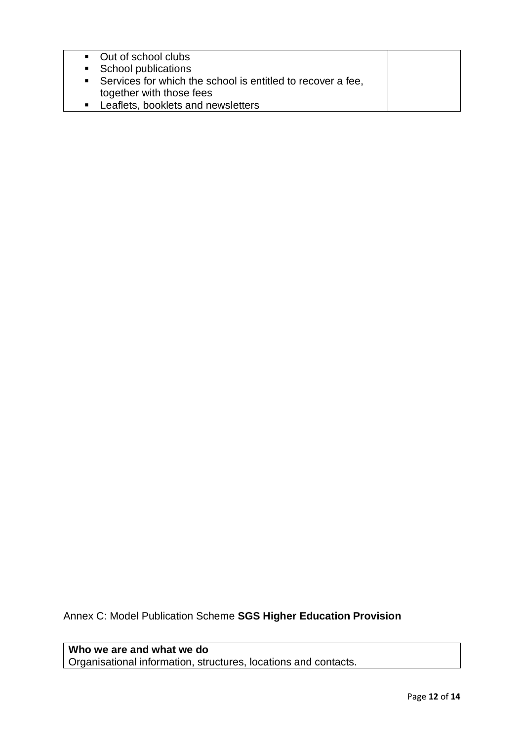| | |
|---|---|
| ▪ Out of school clubs<br>▪ School publications<br>▪ Services for which the school is entitled to recover a fee, together with those fees<br>▪ Leaflets, booklets and newsletters | |

Annex C: Model Publication Scheme **SGS Higher Education Provision**

| **Who we are and what we do**<br>Organisational information, structures, locations and contacts. |
|---|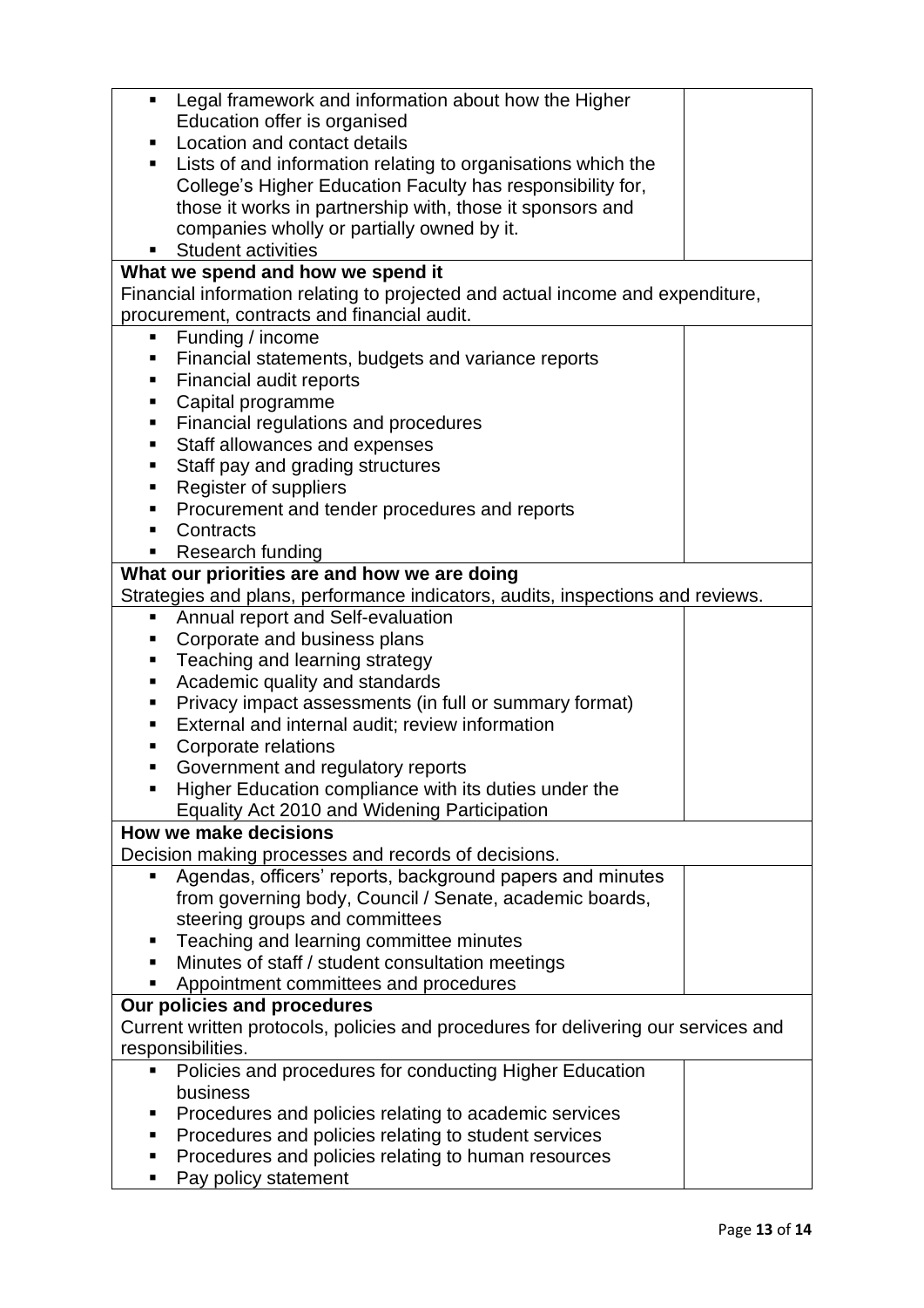| | |
|---|---|
| ▪ Legal framework and information about how the Higher Education offer is organised<br>▪ Location and contact details<br>▪ Lists of and information relating to organisations which the College's Higher Education Faculty has responsibility for, those it works in partnership with, those it sponsors and companies wholly or partially owned by it.<br>▪ Student activities | |
| **What we spend and how we spend it**<br>Financial information relating to projected and actual income and expenditure, procurement, contracts and financial audit. | |
| ▪ Funding / income<br>▪ Financial statements, budgets and variance reports<br>▪ Financial audit reports<br>▪ Capital programme<br>▪ Financial regulations and procedures<br>▪ Staff allowances and expenses<br>▪ Staff pay and grading structures<br>▪ Register of suppliers<br>▪ Procurement and tender procedures and reports<br>▪ Contracts<br>▪ Research funding | |
| **What our priorities are and how we are doing**<br>Strategies and plans, performance indicators, audits, inspections and reviews. | |
| ▪ Annual report and Self-evaluation<br>▪ Corporate and business plans<br>▪ Teaching and learning strategy<br>▪ Academic quality and standards<br>▪ Privacy impact assessments (in full or summary format)<br>▪ External and internal audit; review information<br>▪ Corporate relations<br>▪ Government and regulatory reports<br>▪ Higher Education compliance with its duties under the Equality Act 2010 and Widening Participation | |
| **How we make decisions**<br>Decision making processes and records of decisions. | |
| ▪ Agendas, officers' reports, background papers and minutes from governing body, Council / Senate, academic boards, steering groups and committees<br>▪ Teaching and learning committee minutes<br>▪ Minutes of staff / student consultation meetings<br>▪ Appointment committees and procedures | |
| **Our policies and procedures**<br>Current written protocols, policies and procedures for delivering our services and responsibilities. | |
| ▪ Policies and procedures for conducting Higher Education business<br>▪ Procedures and policies relating to academic services<br>▪ Procedures and policies relating to student services<br>▪ Procedures and policies relating to human resources<br>▪ Pay policy statement | |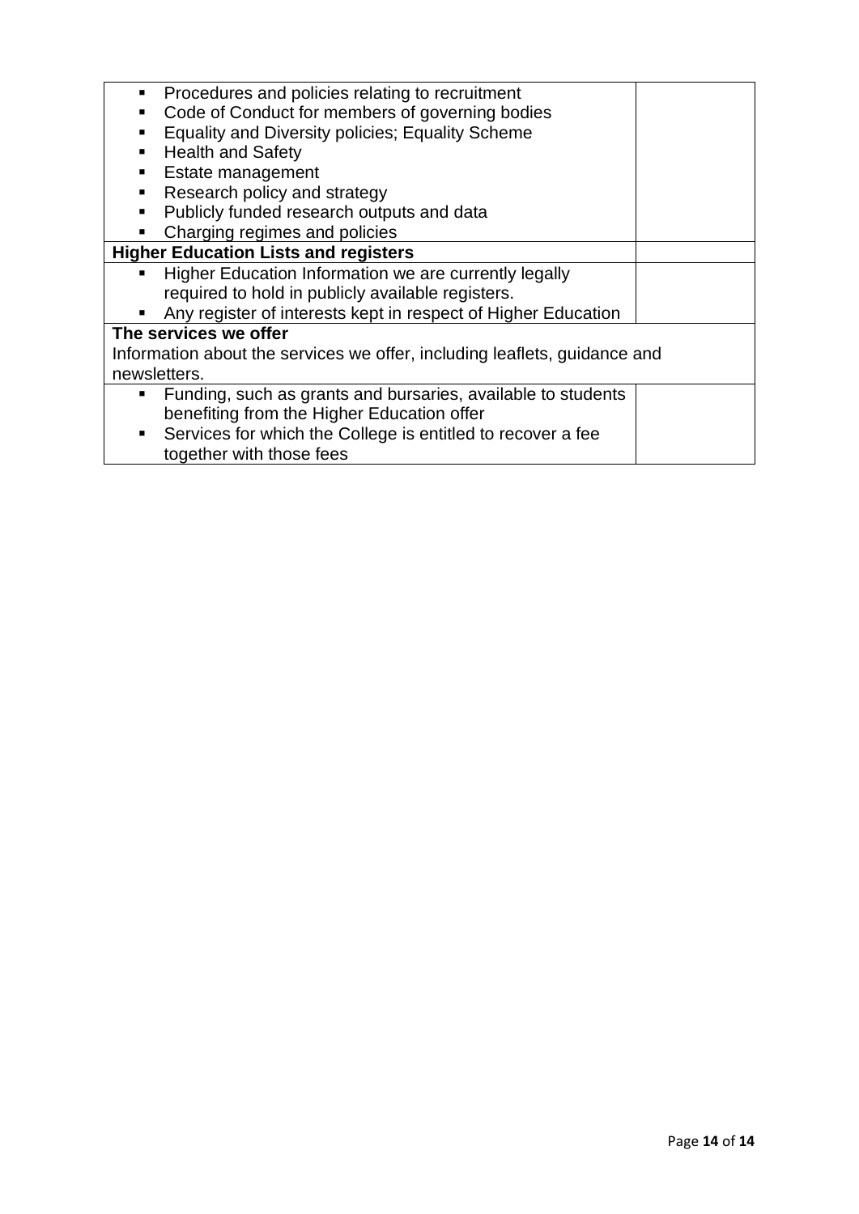| | |
|---|---|
| ▪ Procedures and policies relating to recruitment<br>▪ Code of Conduct for members of governing bodies<br>▪ Equality and Diversity policies; Equality Scheme<br>▪ Health and Safety<br>▪ Estate management<br>▪ Research policy and strategy<br>▪ Publicly funded research outputs and data<br>▪ Charging regimes and policies | |
| **Higher Education Lists and registers** | |
| ▪ Higher Education Information we are currently legally required to hold in publicly available registers.<br>▪ Any register of interests kept in respect of Higher Education | |
| **The services we offer**<br>Information about the services we offer, including leaflets, guidance and newsletters. | |
| ▪ Funding, such as grants and bursaries, available to students benefiting from the Higher Education offer<br>▪ Services for which the College is entitled to recover a fee together with those fees | |